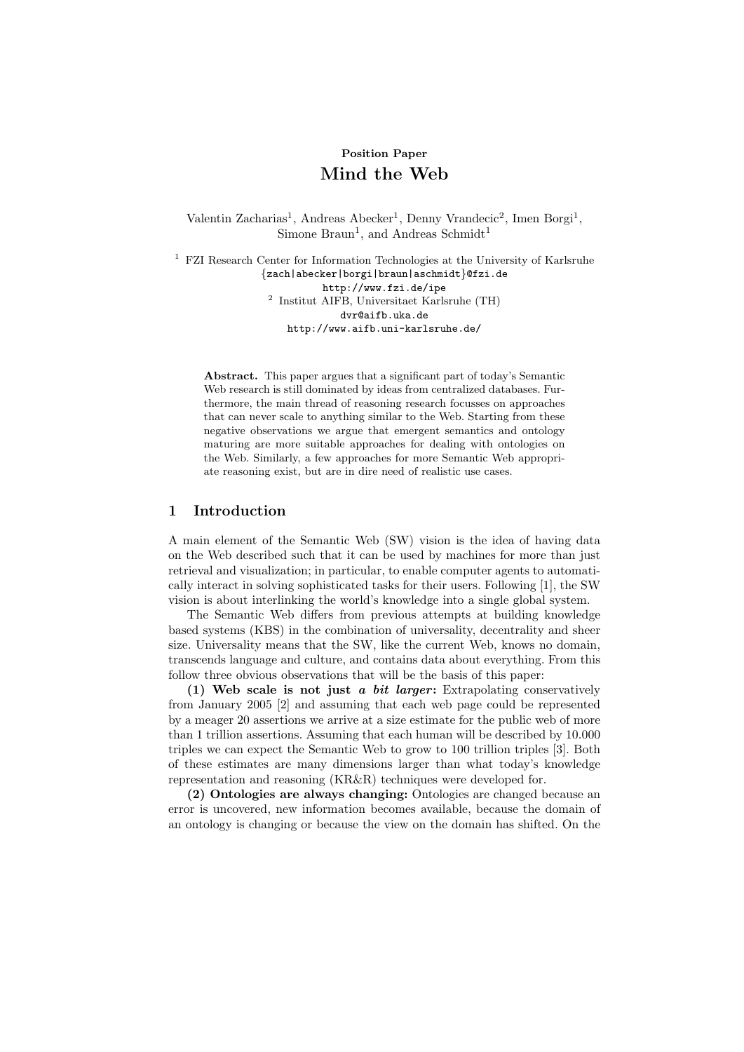**Position Paper**

# Mind the Web

Valentin Zacharias[1], Andreas Abecker[1], Denny Vrandecic[2], Imen Borgi[1], Simone Braun[1], and Andreas Schmidt[1]

[1] FZI Research Center for Information Technologies at the University of Karlsruhe
{zach|abecker|borgi|braun|aschmidt}@fzi.de
http://www.fzi.de/ipe

[2] Institut AIFB, Universitaet Karlsruhe (TH)
dvr@aifb.uka.de
http://www.aifb.uni-karlsruhe.de/

**Abstract.** This paper argues that a significant part of today's Semantic Web research is still dominated by ideas from centralized databases. Furthermore, the main thread of reasoning research focusses on approaches that can never scale to anything similar to the Web. Starting from these negative observations we argue that emergent semantics and ontology maturing are more suitable approaches for dealing with ontologies on the Web. Similarly, a few approaches for more Semantic Web appropriate reasoning exist, but are in dire need of realistic use cases.

## 1 Introduction

A main element of the Semantic Web (SW) vision is the idea of having data on the Web described such that it can be used by machines for more than just retrieval and visualization; in particular, to enable computer agents to automatically interact in solving sophisticated tasks for their users. Following [1], the SW vision is about interlinking the world's knowledge into a single global system.

The Semantic Web differs from previous attempts at building knowledge based systems (KBS) in the combination of universality, decentrality and sheer size. Universality means that the SW, like the current Web, knows no domain, transcends language and culture, and contains data about everything. From this follow three obvious observations that will be the basis of this paper:

**(1) Web scale is not just *a bit larger*:** Extrapolating conservatively from January 2005 [2] and assuming that each web page could be represented by a meager 20 assertions we arrive at a size estimate for the public web of more than 1 trillion assertions. Assuming that each human will be described by 10.000 triples we can expect the Semantic Web to grow to 100 trillion triples [3]. Both of these estimates are many dimensions larger than what today's knowledge representation and reasoning (KR&R) techniques were developed for.

**(2) Ontologies are always changing:** Ontologies are changed because an error is uncovered, new information becomes available, because the domain of an ontology is changing or because the view on the domain has shifted. On the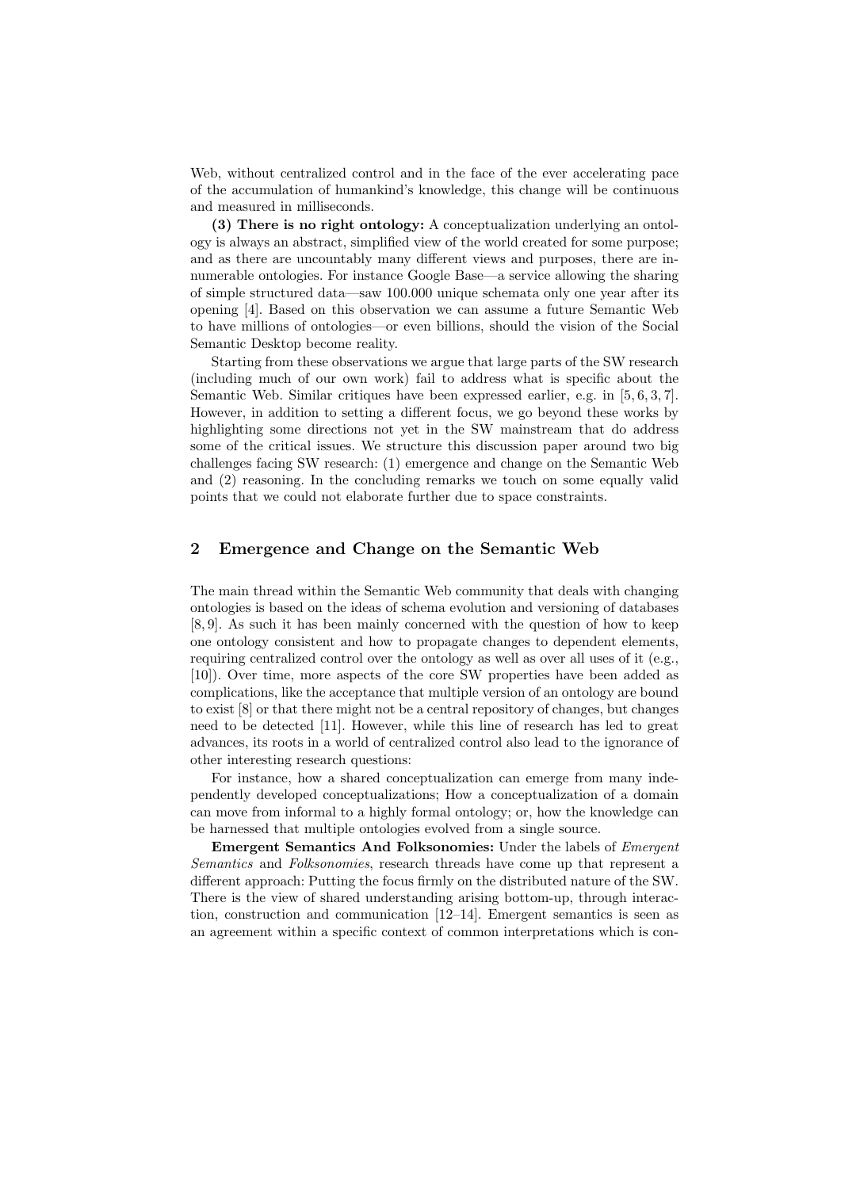Web, without centralized control and in the face of the ever accelerating pace of the accumulation of humankind's knowledge, this change will be continuous and measured in milliseconds.

**(3) There is no right ontology:** A conceptualization underlying an ontology is always an abstract, simplified view of the world created for some purpose; and as there are uncountably many different views and purposes, there are innumerable ontologies. For instance Google Base—a service allowing the sharing of simple structured data—saw 100.000 unique schemata only one year after its opening [4]. Based on this observation we can assume a future Semantic Web to have millions of ontologies—or even billions, should the vision of the Social Semantic Desktop become reality.

Starting from these observations we argue that large parts of the SW research (including much of our own work) fail to address what is specific about the Semantic Web. Similar critiques have been expressed earlier, e.g. in [5, 6, 3, 7]. However, in addition to setting a different focus, we go beyond these works by highlighting some directions not yet in the SW mainstream that do address some of the critical issues. We structure this discussion paper around two big challenges facing SW research: (1) emergence and change on the Semantic Web and (2) reasoning. In the concluding remarks we touch on some equally valid points that we could not elaborate further due to space constraints.

## 2 Emergence and Change on the Semantic Web

The main thread within the Semantic Web community that deals with changing ontologies is based on the ideas of schema evolution and versioning of databases [8, 9]. As such it has been mainly concerned with the question of how to keep one ontology consistent and how to propagate changes to dependent elements, requiring centralized control over the ontology as well as over all uses of it (e.g., [10]). Over time, more aspects of the core SW properties have been added as complications, like the acceptance that multiple version of an ontology are bound to exist [8] or that there might not be a central repository of changes, but changes need to be detected [11]. However, while this line of research has led to great advances, its roots in a world of centralized control also lead to the ignorance of other interesting research questions:

For instance, how a shared conceptualization can emerge from many independently developed conceptualizations; How a conceptualization of a domain can move from informal to a highly formal ontology; or, how the knowledge can be harnessed that multiple ontologies evolved from a single source.

**Emergent Semantics And Folksonomies:** Under the labels of *Emergent Semantics* and *Folksonomies*, research threads have come up that represent a different approach: Putting the focus firmly on the distributed nature of the SW. There is the view of shared understanding arising bottom-up, through interaction, construction and communication [12–14]. Emergent semantics is seen as an agreement within a specific context of common interpretations which is con-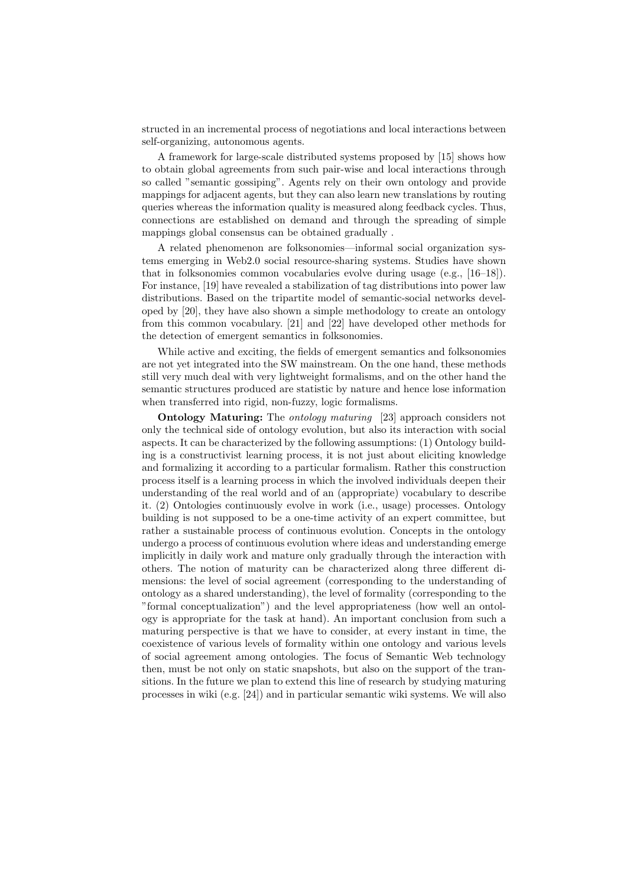structed in an incremental process of negotiations and local interactions between self-organizing, autonomous agents.

A framework for large-scale distributed systems proposed by [15] shows how to obtain global agreements from such pair-wise and local interactions through so called "semantic gossiping". Agents rely on their own ontology and provide mappings for adjacent agents, but they can also learn new translations by routing queries whereas the information quality is measured along feedback cycles. Thus, connections are established on demand and through the spreading of simple mappings global consensus can be obtained gradually .

A related phenomenon are folksonomies—informal social organization systems emerging in Web2.0 social resource-sharing systems. Studies have shown that in folksonomies common vocabularies evolve during usage (e.g., [16–18]). For instance, [19] have revealed a stabilization of tag distributions into power law distributions. Based on the tripartite model of semantic-social networks developed by [20], they have also shown a simple methodology to create an ontology from this common vocabulary. [21] and [22] have developed other methods for the detection of emergent semantics in folksonomies.

While active and exciting, the fields of emergent semantics and folksonomies are not yet integrated into the SW mainstream. On the one hand, these methods still very much deal with very lightweight formalisms, and on the other hand the semantic structures produced are statistic by nature and hence lose information when transferred into rigid, non-fuzzy, logic formalisms.

**Ontology Maturing:** The *ontology maturing* [23] approach considers not only the technical side of ontology evolution, but also its interaction with social aspects. It can be characterized by the following assumptions: (1) Ontology building is a constructivist learning process, it is not just about eliciting knowledge and formalizing it according to a particular formalism. Rather this construction process itself is a learning process in which the involved individuals deepen their understanding of the real world and of an (appropriate) vocabulary to describe it. (2) Ontologies continuously evolve in work (i.e., usage) processes. Ontology building is not supposed to be a one-time activity of an expert committee, but rather a sustainable process of continuous evolution. Concepts in the ontology undergo a process of continuous evolution where ideas and understanding emerge implicitly in daily work and mature only gradually through the interaction with others. The notion of maturity can be characterized along three different dimensions: the level of social agreement (corresponding to the understanding of ontology as a shared understanding), the level of formality (corresponding to the "formal conceptualization") and the level appropriateness (how well an ontology is appropriate for the task at hand). An important conclusion from such a maturing perspective is that we have to consider, at every instant in time, the coexistence of various levels of formality within one ontology and various levels of social agreement among ontologies. The focus of Semantic Web technology then, must be not only on static snapshots, but also on the support of the transitions. In the future we plan to extend this line of research by studying maturing processes in wiki (e.g. [24]) and in particular semantic wiki systems. We will also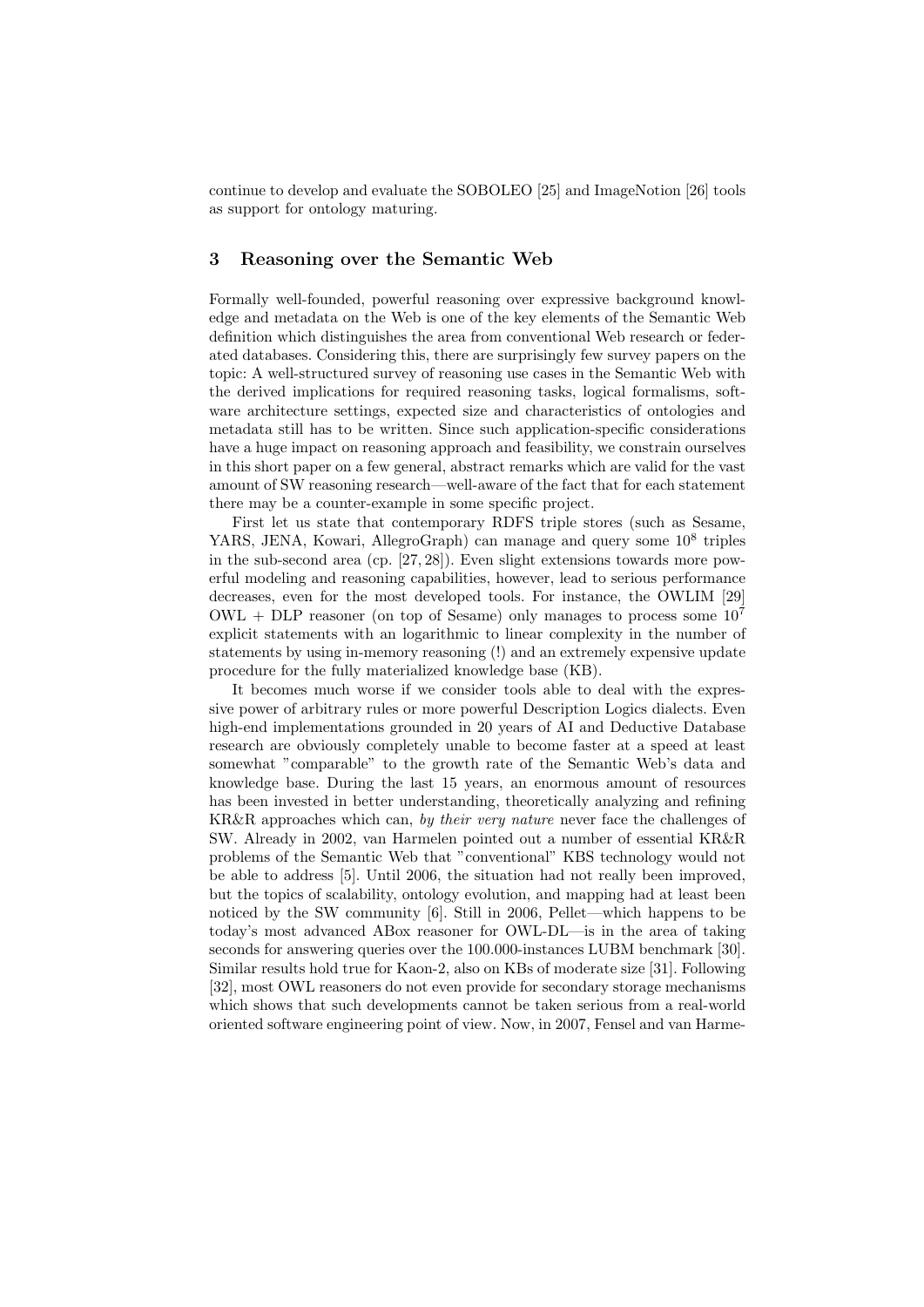continue to develop and evaluate the SOBOLEO [25] and ImageNotion [26] tools as support for ontology maturing.

## 3 Reasoning over the Semantic Web

Formally well-founded, powerful reasoning over expressive background knowledge and metadata on the Web is one of the key elements of the Semantic Web definition which distinguishes the area from conventional Web research or federated databases. Considering this, there are surprisingly few survey papers on the topic: A well-structured survey of reasoning use cases in the Semantic Web with the derived implications for required reasoning tasks, logical formalisms, software architecture settings, expected size and characteristics of ontologies and metadata still has to be written. Since such application-specific considerations have a huge impact on reasoning approach and feasibility, we constrain ourselves in this short paper on a few general, abstract remarks which are valid for the vast amount of SW reasoning research—well-aware of the fact that for each statement there may be a counter-example in some specific project.

First let us state that contemporary RDFS triple stores (such as Sesame, YARS, JENA, Kowari, AllegroGraph) can manage and query some $10^8$ triples in the sub-second area (cp. [27, 28]). Even slight extensions towards more powerful modeling and reasoning capabilities, however, lead to serious performance decreases, even for the most developed tools. For instance, the OWLIM [29] OWL + DLP reasoner (on top of Sesame) only manages to process some $10^7$ explicit statements with an logarithmic to linear complexity in the number of statements by using in-memory reasoning (!) and an extremely expensive update procedure for the fully materialized knowledge base (KB).

It becomes much worse if we consider tools able to deal with the expressive power of arbitrary rules or more powerful Description Logics dialects. Even high-end implementations grounded in 20 years of AI and Deductive Database research are obviously completely unable to become faster at a speed at least somewhat "comparable" to the growth rate of the Semantic Web's data and knowledge base. During the last 15 years, an enormous amount of resources has been invested in better understanding, theoretically analyzing and refining KR&R approaches which can, *by their very nature* never face the challenges of SW. Already in 2002, van Harmelen pointed out a number of essential KR&R problems of the Semantic Web that "conventional" KBS technology would not be able to address [5]. Until 2006, the situation had not really been improved, but the topics of scalability, ontology evolution, and mapping had at least been noticed by the SW community [6]. Still in 2006, Pellet—which happens to be today's most advanced ABox reasoner for OWL-DL—is in the area of taking seconds for answering queries over the 100.000-instances LUBM benchmark [30]. Similar results hold true for Kaon-2, also on KBs of moderate size [31]. Following [32], most OWL reasoners do not even provide for secondary storage mechanisms which shows that such developments cannot be taken serious from a real-world oriented software engineering point of view. Now, in 2007, Fensel and van Harme-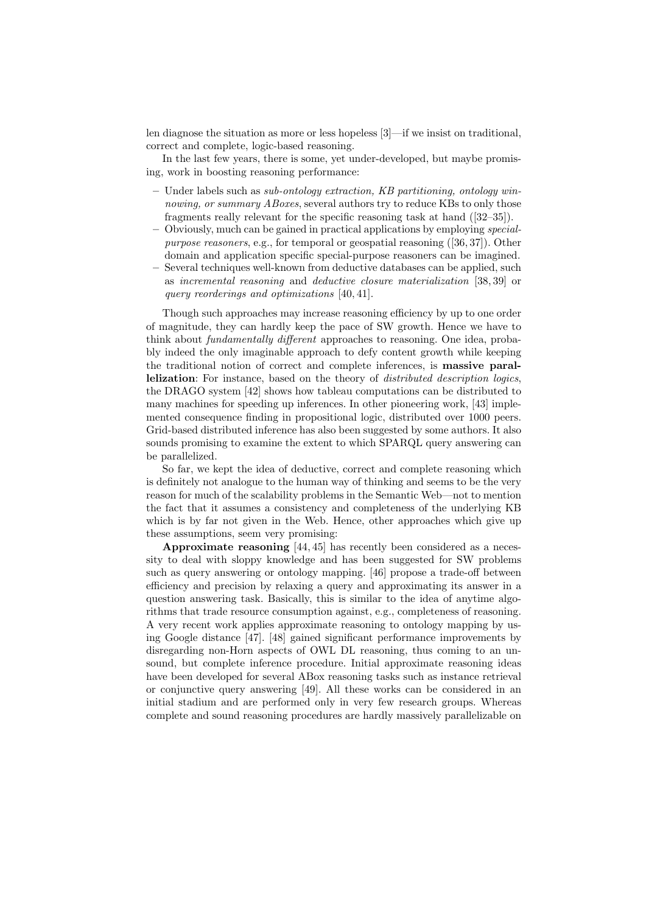len diagnose the situation as more or less hopeless [3]—if we insist on traditional, correct and complete, logic-based reasoning.

In the last few years, there is some, yet under-developed, but maybe promising, work in boosting reasoning performance:

- Under labels such as *sub-ontology extraction, KB partitioning, ontology winnowing, or summary ABoxes*, several authors try to reduce KBs to only those fragments really relevant for the specific reasoning task at hand ([32–35]).
- Obviously, much can be gained in practical applications by employing *special-purpose reasoners*, e.g., for temporal or geospatial reasoning ([36, 37]). Other domain and application specific special-purpose reasoners can be imagined.
- Several techniques well-known from deductive databases can be applied, such as *incremental reasoning* and *deductive closure materialization* [38, 39] or *query reorderings and optimizations* [40, 41].

Though such approaches may increase reasoning efficiency by up to one order of magnitude, they can hardly keep the pace of SW growth. Hence we have to think about *fundamentally different* approaches to reasoning. One idea, probably indeed the only imaginable approach to defy content growth while keeping the traditional notion of correct and complete inferences, is **massive parallelization**: For instance, based on the theory of *distributed description logics*, the DRAGO system [42] shows how tableau computations can be distributed to many machines for speeding up inferences. In other pioneering work, [43] implemented consequence finding in propositional logic, distributed over 1000 peers. Grid-based distributed inference has also been suggested by some authors. It also sounds promising to examine the extent to which SPARQL query answering can be parallelized.

So far, we kept the idea of deductive, correct and complete reasoning which is definitely not analogue to the human way of thinking and seems to be the very reason for much of the scalability problems in the Semantic Web—not to mention the fact that it assumes a consistency and completeness of the underlying KB which is by far not given in the Web. Hence, other approaches which give up these assumptions, seem very promising:

**Approximate reasoning** [44, 45] has recently been considered as a necessity to deal with sloppy knowledge and has been suggested for SW problems such as query answering or ontology mapping. [46] propose a trade-off between efficiency and precision by relaxing a query and approximating its answer in a question answering task. Basically, this is similar to the idea of anytime algorithms that trade resource consumption against, e.g., completeness of reasoning. A very recent work applies approximate reasoning to ontology mapping by using Google distance [47]. [48] gained significant performance improvements by disregarding non-Horn aspects of OWL DL reasoning, thus coming to an unsound, but complete inference procedure. Initial approximate reasoning ideas have been developed for several ABox reasoning tasks such as instance retrieval or conjunctive query answering [49]. All these works can be considered in an initial stadium and are performed only in very few research groups. Whereas complete and sound reasoning procedures are hardly massively parallelizable on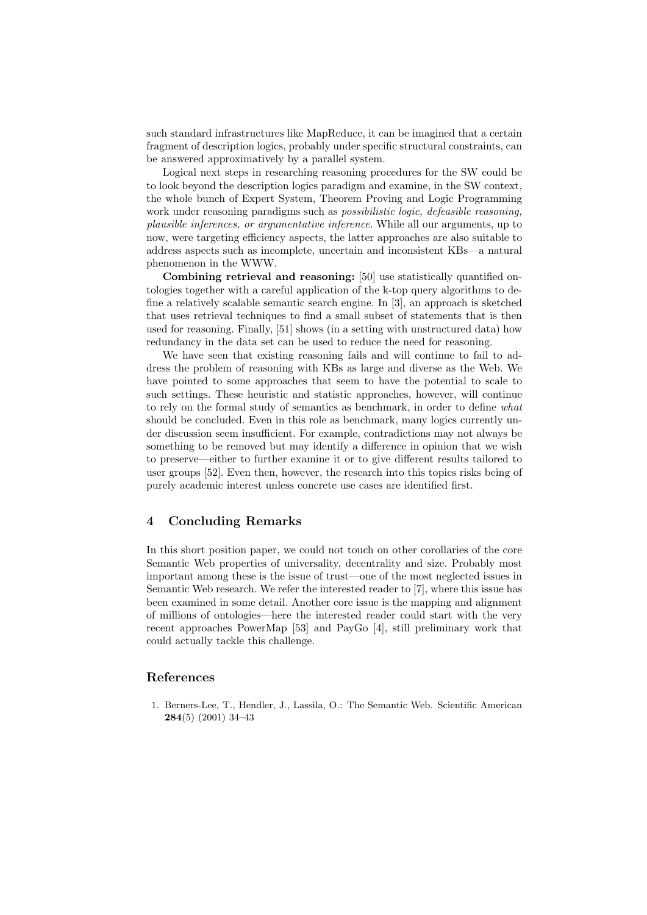such standard infrastructures like MapReduce, it can be imagined that a certain fragment of description logics, probably under specific structural constraints, can be answered approximatively by a parallel system.

Logical next steps in researching reasoning procedures for the SW could be to look beyond the description logics paradigm and examine, in the SW context, the whole bunch of Expert System, Theorem Proving and Logic Programming work under reasoning paradigms such as *possibilistic logic, defeasible reasoning, plausible inferences, or argumentative inference*. While all our arguments, up to now, were targeting efficiency aspects, the latter approaches are also suitable to address aspects such as incomplete, uncertain and inconsistent KBs—a natural phenomenon in the WWW.

**Combining retrieval and reasoning:** [50] use statistically quantified ontologies together with a careful application of the k-top query algorithms to define a relatively scalable semantic search engine. In [3], an approach is sketched that uses retrieval techniques to find a small subset of statements that is then used for reasoning. Finally, [51] shows (in a setting with unstructured data) how redundancy in the data set can be used to reduce the need for reasoning.

We have seen that existing reasoning fails and will continue to fail to address the problem of reasoning with KBs as large and diverse as the Web. We have pointed to some approaches that seem to have the potential to scale to such settings. These heuristic and statistic approaches, however, will continue to rely on the formal study of semantics as benchmark, in order to define *what* should be concluded. Even in this role as benchmark, many logics currently under discussion seem insufficient. For example, contradictions may not always be something to be removed but may identify a difference in opinion that we wish to preserve—either to further examine it or to give different results tailored to user groups [52]. Even then, however, the research into this topics risks being of purely academic interest unless concrete use cases are identified first.

## 4 Concluding Remarks

In this short position paper, we could not touch on other corollaries of the core Semantic Web properties of universality, decentrality and size. Probably most important among these is the issue of trust—one of the most neglected issues in Semantic Web research. We refer the interested reader to [7], where this issue has been examined in some detail. Another core issue is the mapping and alignment of millions of ontologies—here the interested reader could start with the very recent approaches PowerMap [53] and PayGo [4], still preliminary work that could actually tackle this challenge.

## References

1. Berners-Lee, T., Hendler, J., Lassila, O.: The Semantic Web. Scientific American **284**(5) (2001) 34–43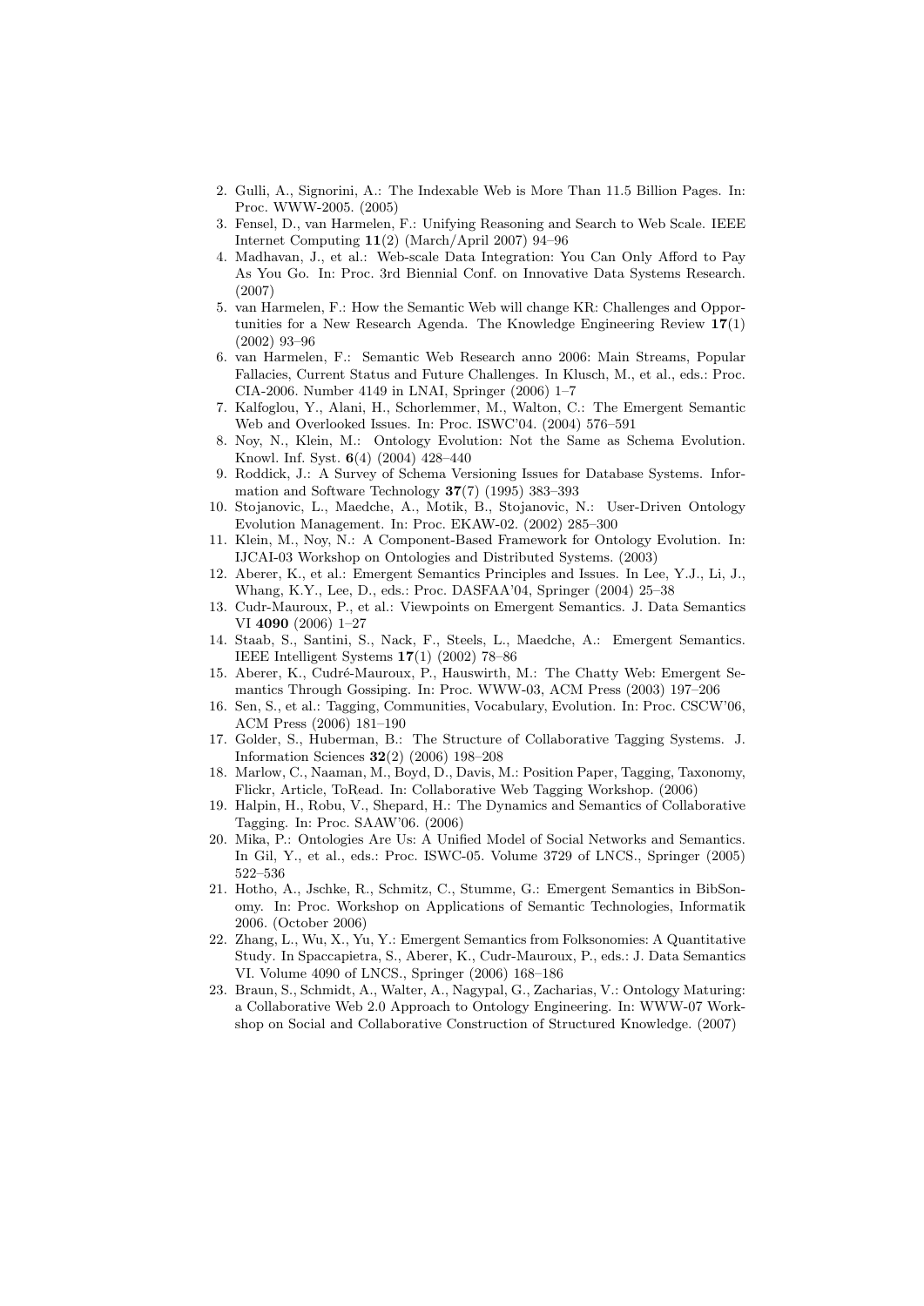2. Gulli, A., Signorini, A.: The Indexable Web is More Than 11.5 Billion Pages. In: Proc. WWW-2005. (2005)
3. Fensel, D., van Harmelen, F.: Unifying Reasoning and Search to Web Scale. IEEE Internet Computing **11**(2) (March/April 2007) 94–96
4. Madhavan, J., et al.: Web-scale Data Integration: You Can Only Afford to Pay As You Go. In: Proc. 3rd Biennial Conf. on Innovative Data Systems Research. (2007)
5. van Harmelen, F.: How the Semantic Web will change KR: Challenges and Opportunities for a New Research Agenda. The Knowledge Engineering Review **17**(1) (2002) 93–96
6. van Harmelen, F.: Semantic Web Research anno 2006: Main Streams, Popular Fallacies, Current Status and Future Challenges. In Klusch, M., et al., eds.: Proc. CIA-2006. Number 4149 in LNAI, Springer (2006) 1–7
7. Kalfoglou, Y., Alani, H., Schorlemmer, M., Walton, C.: The Emergent Semantic Web and Overlooked Issues. In: Proc. ISWC'04. (2004) 576–591
8. Noy, N., Klein, M.: Ontology Evolution: Not the Same as Schema Evolution. Knowl. Inf. Syst. **6**(4) (2004) 428–440
9. Roddick, J.: A Survey of Schema Versioning Issues for Database Systems. Information and Software Technology **37**(7) (1995) 383–393
10. Stojanovic, L., Maedche, A., Motik, B., Stojanovic, N.: User-Driven Ontology Evolution Management. In: Proc. EKAW-02. (2002) 285–300
11. Klein, M., Noy, N.: A Component-Based Framework for Ontology Evolution. In: IJCAI-03 Workshop on Ontologies and Distributed Systems. (2003)
12. Aberer, K., et al.: Emergent Semantics Principles and Issues. In Lee, Y.J., Li, J., Whang, K.Y., Lee, D., eds.: Proc. DASFAA'04, Springer (2004) 25–38
13. Cudr-Mauroux, P., et al.: Viewpoints on Emergent Semantics. J. Data Semantics VI **4090** (2006) 1–27
14. Staab, S., Santini, S., Nack, F., Steels, L., Maedche, A.: Emergent Semantics. IEEE Intelligent Systems **17**(1) (2002) 78–86
15. Aberer, K., Cudré-Mauroux, P., Hauswirth, M.: The Chatty Web: Emergent Semantics Through Gossiping. In: Proc. WWW-03, ACM Press (2003) 197–206
16. Sen, S., et al.: Tagging, Communities, Vocabulary, Evolution. In: Proc. CSCW'06, ACM Press (2006) 181–190
17. Golder, S., Huberman, B.: The Structure of Collaborative Tagging Systems. J. Information Sciences **32**(2) (2006) 198–208
18. Marlow, C., Naaman, M., Boyd, D., Davis, M.: Position Paper, Tagging, Taxonomy, Flickr, Article, ToRead. In: Collaborative Web Tagging Workshop. (2006)
19. Halpin, H., Robu, V., Shepard, H.: The Dynamics and Semantics of Collaborative Tagging. In: Proc. SAAW'06. (2006)
20. Mika, P.: Ontologies Are Us: A Unified Model of Social Networks and Semantics. In Gil, Y., et al., eds.: Proc. ISWC-05. Volume 3729 of LNCS., Springer (2005) 522–536
21. Hotho, A., Jschke, R., Schmitz, C., Stumme, G.: Emergent Semantics in BibSonomy. In: Proc. Workshop on Applications of Semantic Technologies, Informatik 2006. (October 2006)
22. Zhang, L., Wu, X., Yu, Y.: Emergent Semantics from Folksonomies: A Quantitative Study. In Spaccapietra, S., Aberer, K., Cudr-Mauroux, P., eds.: J. Data Semantics VI. Volume 4090 of LNCS., Springer (2006) 168–186
23. Braun, S., Schmidt, A., Walter, A., Nagypal, G., Zacharias, V.: Ontology Maturing: a Collaborative Web 2.0 Approach to Ontology Engineering. In: WWW-07 Workshop on Social and Collaborative Construction of Structured Knowledge. (2007)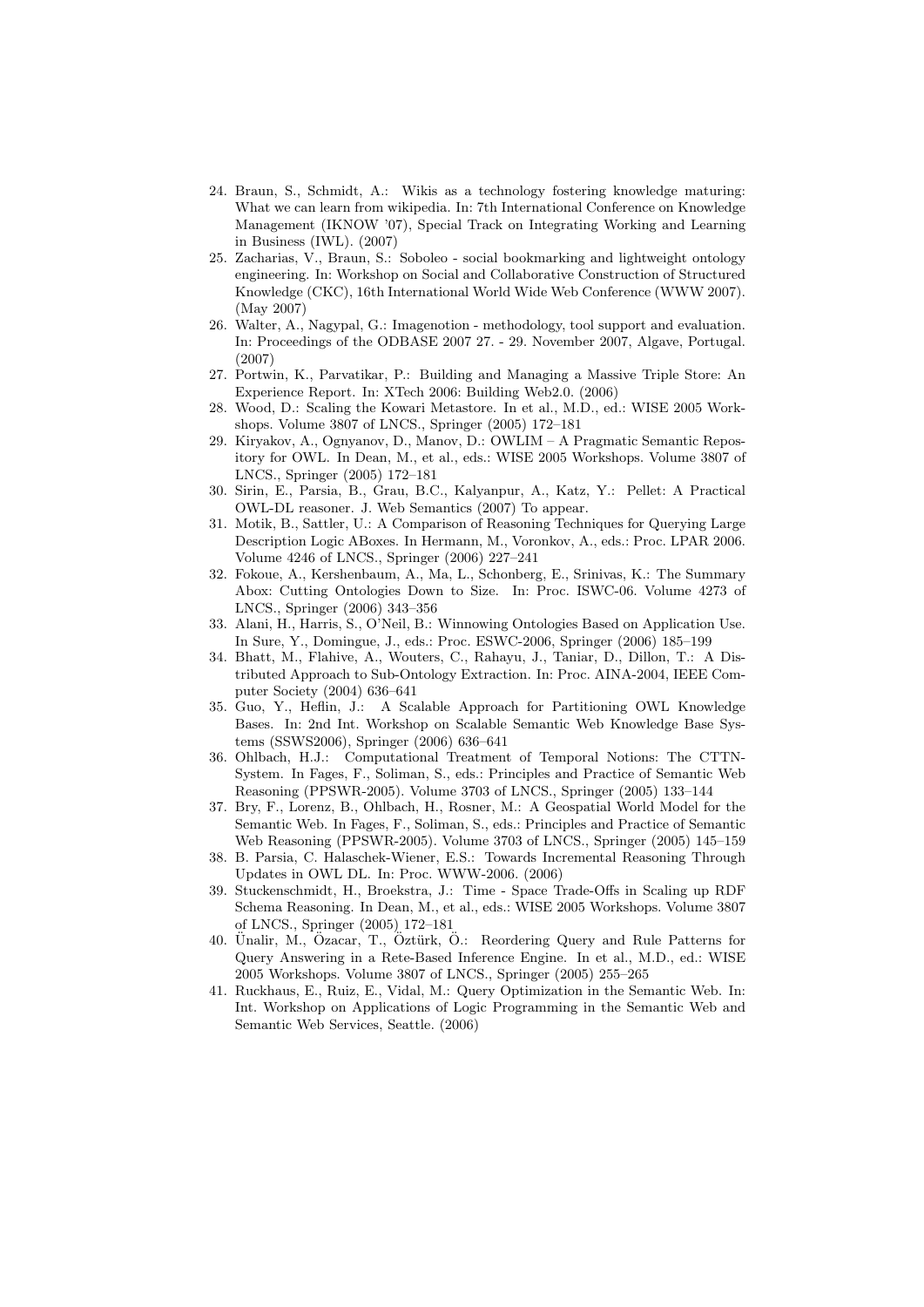24. Braun, S., Schmidt, A.: Wikis as a technology fostering knowledge maturing: What we can learn from wikipedia. In: 7th International Conference on Knowledge Management (IKNOW '07), Special Track on Integrating Working and Learning in Business (IWL). (2007)
25. Zacharias, V., Braun, S.: Soboleo - social bookmarking and lightweight ontology engineering. In: Workshop on Social and Collaborative Construction of Structured Knowledge (CKC), 16th International World Wide Web Conference (WWW 2007). (May 2007)
26. Walter, A., Nagypal, G.: Imagenotion - methodology, tool support and evaluation. In: Proceedings of the ODBASE 2007 27. - 29. November 2007, Algave, Portugal. (2007)
27. Portwin, K., Parvatikar, P.: Building and Managing a Massive Triple Store: An Experience Report. In: XTech 2006: Building Web2.0. (2006)
28. Wood, D.: Scaling the Kowari Metastore. In et al., M.D., ed.: WISE 2005 Workshops. Volume 3807 of LNCS., Springer (2005) 172–181
29. Kiryakov, A., Ognyanov, D., Manov, D.: OWLIM – A Pragmatic Semantic Repository for OWL. In Dean, M., et al., eds.: WISE 2005 Workshops. Volume 3807 of LNCS., Springer (2005) 172–181
30. Sirin, E., Parsia, B., Grau, B.C., Kalyanpur, A., Katz, Y.: Pellet: A Practical OWL-DL reasoner. J. Web Semantics (2007) To appear.
31. Motik, B., Sattler, U.: A Comparison of Reasoning Techniques for Querying Large Description Logic ABoxes. In Hermann, M., Voronkov, A., eds.: Proc. LPAR 2006. Volume 4246 of LNCS., Springer (2006) 227–241
32. Fokoue, A., Kershenbaum, A., Ma, L., Schonberg, E., Srinivas, K.: The Summary Abox: Cutting Ontologies Down to Size. In: Proc. ISWC-06. Volume 4273 of LNCS., Springer (2006) 343–356
33. Alani, H., Harris, S., O'Neil, B.: Winnowing Ontologies Based on Application Use. In Sure, Y., Domingue, J., eds.: Proc. ESWC-2006, Springer (2006) 185–199
34. Bhatt, M., Flahive, A., Wouters, C., Rahayu, J., Taniar, D., Dillon, T.: A Distributed Approach to Sub-Ontology Extraction. In: Proc. AINA-2004, IEEE Computer Society (2004) 636–641
35. Guo, Y., Heflin, J.: A Scalable Approach for Partitioning OWL Knowledge Bases. In: 2nd Int. Workshop on Scalable Semantic Web Knowledge Base Systems (SSWS2006), Springer (2006) 636–641
36. Ohlbach, H.J.: Computational Treatment of Temporal Notions: The CTTN-System. In Fages, F., Soliman, S., eds.: Principles and Practice of Semantic Web Reasoning (PPSWR-2005). Volume 3703 of LNCS., Springer (2005) 133–144
37. Bry, F., Lorenz, B., Ohlbach, H., Rosner, M.: A Geospatial World Model for the Semantic Web. In Fages, F., Soliman, S., eds.: Principles and Practice of Semantic Web Reasoning (PPSWR-2005). Volume 3703 of LNCS., Springer (2005) 145–159
38. B. Parsia, C. Halaschek-Wiener, E.S.: Towards Incremental Reasoning Through Updates in OWL DL. In: Proc. WWW-2006. (2006)
39. Stuckenschmidt, H., Broekstra, J.: Time - Space Trade-Offs in Scaling up RDF Schema Reasoning. In Dean, M., et al., eds.: WISE 2005 Workshops. Volume 3807 of LNCS., Springer (2005) 172–181
40. Ünalir, M., Özacar, T., Öztürk, Ö.: Reordering Query and Rule Patterns for Query Answering in a Rete-Based Inference Engine. In et al., M.D., ed.: WISE 2005 Workshops. Volume 3807 of LNCS., Springer (2005) 255–265
41. Ruckhaus, E., Ruiz, E., Vidal, M.: Query Optimization in the Semantic Web. In: Int. Workshop on Applications of Logic Programming in the Semantic Web and Semantic Web Services, Seattle. (2006)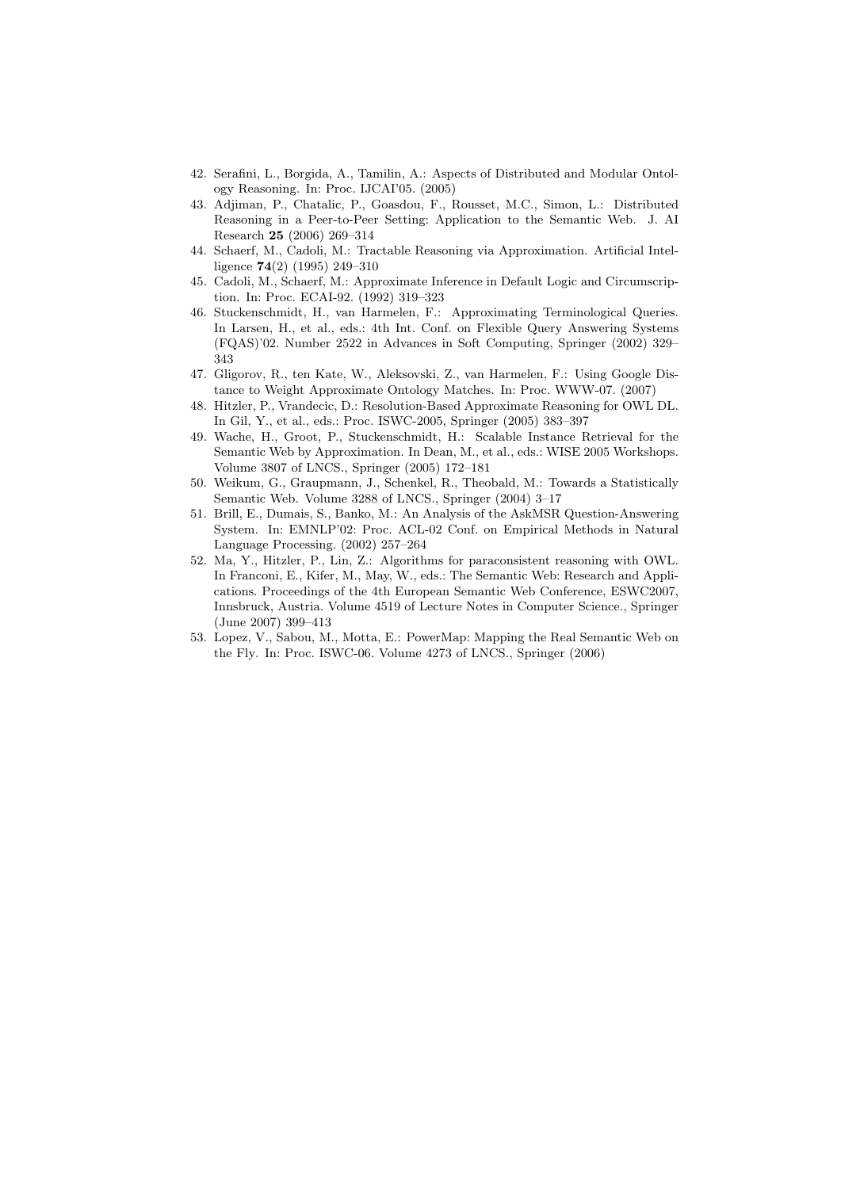42. Serafini, L., Borgida, A., Tamilin, A.: Aspects of Distributed and Modular Ontology Reasoning. In: Proc. IJCAI'05. (2005)
43. Adjiman, P., Chatalic, P., Goasdou, F., Rousset, M.C., Simon, L.: Distributed Reasoning in a Peer-to-Peer Setting: Application to the Semantic Web. J. AI Research **25** (2006) 269–314
44. Schaerf, M., Cadoli, M.: Tractable Reasoning via Approximation. Artificial Intelligence **74**(2) (1995) 249–310
45. Cadoli, M., Schaerf, M.: Approximate Inference in Default Logic and Circumscription. In: Proc. ECAI-92. (1992) 319–323
46. Stuckenschmidt, H., van Harmelen, F.: Approximating Terminological Queries. In Larsen, H., et al., eds.: 4th Int. Conf. on Flexible Query Answering Systems (FQAS)'02. Number 2522 in Advances in Soft Computing, Springer (2002) 329–343
47. Gligorov, R., ten Kate, W., Aleksovski, Z., van Harmelen, F.: Using Google Distance to Weight Approximate Ontology Matches. In: Proc. WWW-07. (2007)
48. Hitzler, P., Vrandecic, D.: Resolution-Based Approximate Reasoning for OWL DL. In Gil, Y., et al., eds.: Proc. ISWC-2005, Springer (2005) 383–397
49. Wache, H., Groot, P., Stuckenschmidt, H.: Scalable Instance Retrieval for the Semantic Web by Approximation. In Dean, M., et al., eds.: WISE 2005 Workshops. Volume 3807 of LNCS., Springer (2005) 172–181
50. Weikum, G., Graupmann, J., Schenkel, R., Theobald, M.: Towards a Statistically Semantic Web. Volume 3288 of LNCS., Springer (2004) 3–17
51. Brill, E., Dumais, S., Banko, M.: An Analysis of the AskMSR Question-Answering System. In: EMNLP'02: Proc. ACL-02 Conf. on Empirical Methods in Natural Language Processing. (2002) 257–264
52. Ma, Y., Hitzler, P., Lin, Z.: Algorithms for paraconsistent reasoning with OWL. In Franconi, E., Kifer, M., May, W., eds.: The Semantic Web: Research and Applications. Proceedings of the 4th European Semantic Web Conference, ESWC2007, Innsbruck, Austria. Volume 4519 of Lecture Notes in Computer Science., Springer (June 2007) 399–413
53. Lopez, V., Sabou, M., Motta, E.: PowerMap: Mapping the Real Semantic Web on the Fly. In: Proc. ISWC-06. Volume 4273 of LNCS., Springer (2006)